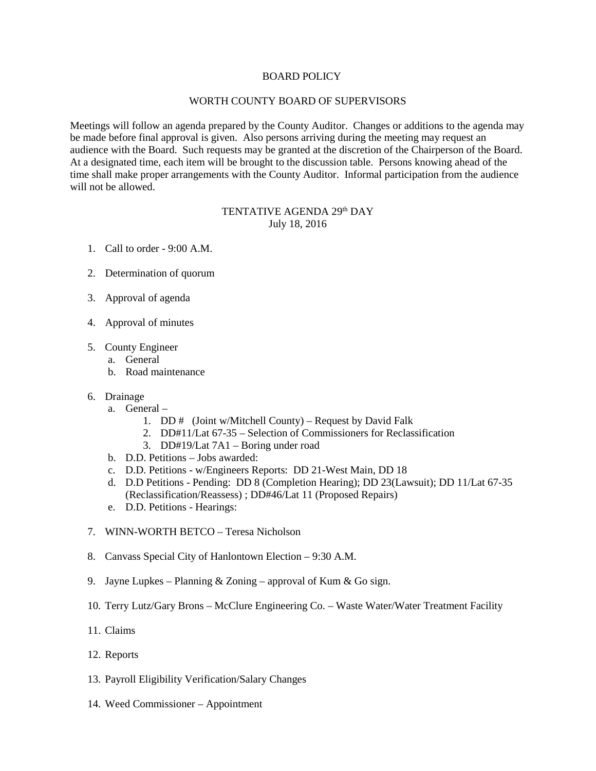# BOARD POLICY

## WORTH COUNTY BOARD OF SUPERVISORS

Meetings will follow an agenda prepared by the County Auditor. Changes or additions to the agenda may be made before final approval is given. Also persons arriving during the meeting may request an audience with the Board. Such requests may be granted at the discretion of the Chairperson of the Board. At a designated time, each item will be brought to the discussion table. Persons knowing ahead of the time shall make proper arrangements with the County Auditor. Informal participation from the audience will not be allowed.

### TENTATIVE AGENDA 29th DAY
July 18, 2016

1. Call to order - 9:00 A.M.

2. Determination of quorum

3. Approval of agenda

4. Approval of minutes

5. County Engineer
   a. General
   b. Road maintenance

6. Drainage
   a. General –
      1. DD # (Joint w/Mitchell County) – Request by David Falk
      2. DD#11/Lat 67-35 – Selection of Commissioners for Reclassification
      3. DD#19/Lat 7A1 – Boring under road
   b. D.D. Petitions – Jobs awarded:
   c. D.D. Petitions - w/Engineers Reports: DD 21-West Main, DD 18
   d. D.D Petitions - Pending: DD 8 (Completion Hearing); DD 23(Lawsuit); DD 11/Lat 67-35 (Reclassification/Reassess) ; DD#46/Lat 11 (Proposed Repairs)
   e. D.D. Petitions - Hearings:

7. WINN-WORTH BETCO – Teresa Nicholson

8. Canvass Special City of Hanlontown Election – 9:30 A.M.

9. Jayne Lupkes – Planning & Zoning – approval of Kum & Go sign.

10. Terry Lutz/Gary Brons – McClure Engineering Co. – Waste Water/Water Treatment Facility

11. Claims

12. Reports

13. Payroll Eligibility Verification/Salary Changes

14. Weed Commissioner – Appointment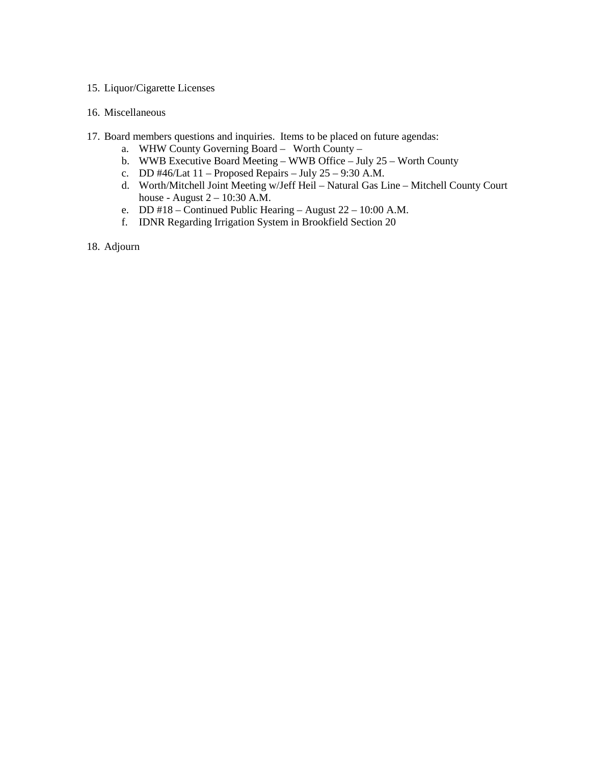15. Liquor/Cigarette Licenses

16. Miscellaneous

17. Board members questions and inquiries. Items to be placed on future agendas:
    a. WHW County Governing Board – Worth County –
    b. WWB Executive Board Meeting – WWB Office – July 25 – Worth County
    c. DD #46/Lat 11 – Proposed Repairs – July 25 – 9:30 A.M.
    d. Worth/Mitchell Joint Meeting w/Jeff Heil – Natural Gas Line – Mitchell County Court house - August 2 – 10:30 A.M.
    e. DD #18 – Continued Public Hearing – August 22 – 10:00 A.M.
    f. IDNR Regarding Irrigation System in Brookfield Section 20

18. Adjourn